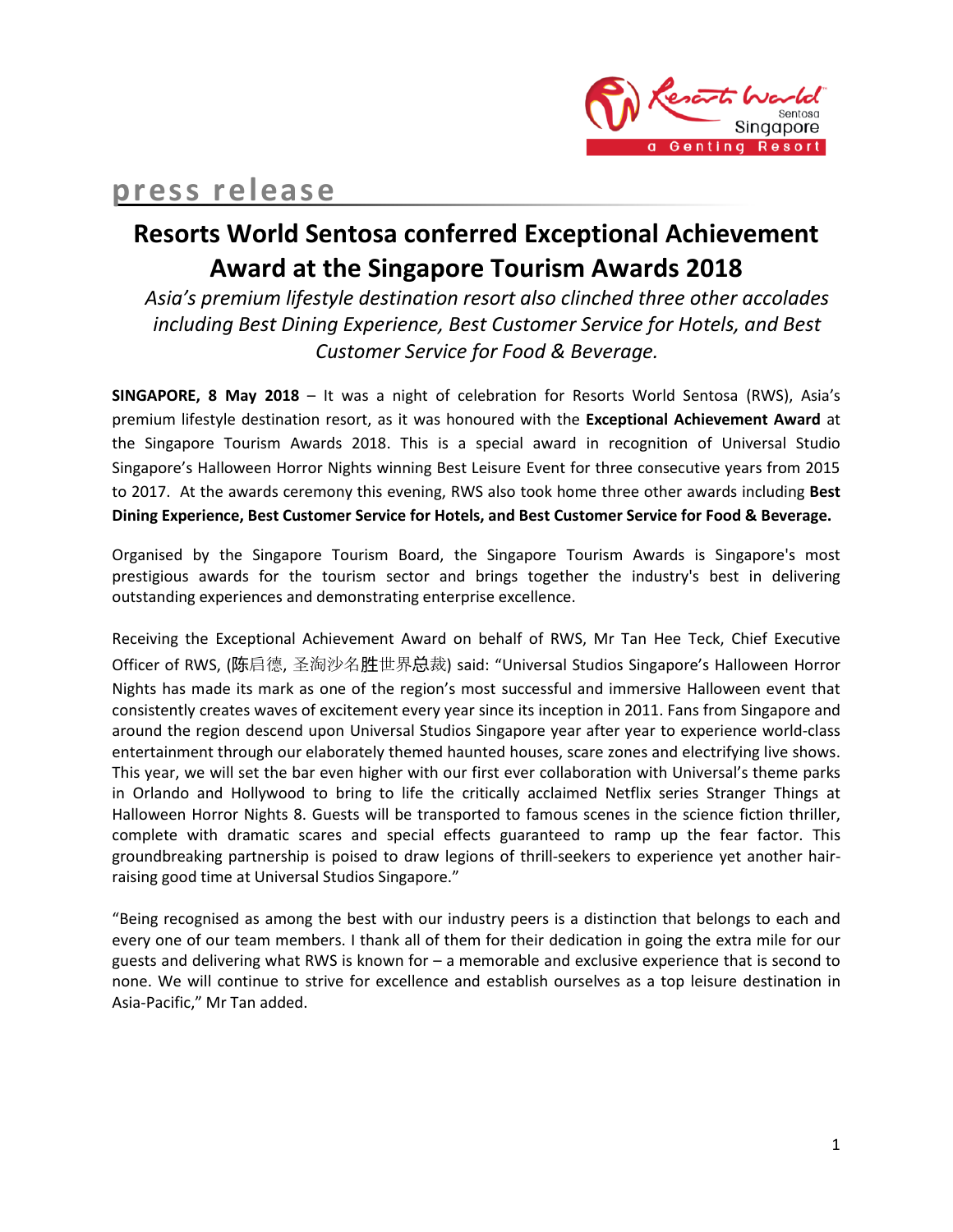press release

# Resorts World Sentosa conferred Exceptional Achievement Award at the Singapore Tourism Awards 2018

*Asia's premium lifestyle destination resort also clinched three other accolades including Best Dining Experience, Best Customer Service for Hotels, and Best Customer Service for Food & Beverage.*

**SINGAPORE, 8 May 2018** – It was a night of celebration for Resorts World Sentosa (RWS), Asia's premium lifestyle destination resort, as it was honoured with the **Exceptional Achievement Award** at the Singapore Tourism Awards 2018. This is a special award in recognition of Universal Studio Singapore's Halloween Horror Nights winning Best Leisure Event for three consecutive years from 2015 to 2017. At the awards ceremony this evening, RWS also took home three other awards including **Best Dining Experience, Best Customer Service for Hotels, and Best Customer Service for Food & Beverage.**

Organised by the Singapore Tourism Board, the Singapore Tourism Awards is Singapore's most prestigious awards for the tourism sector and brings together the industry's best in delivering outstanding experiences and demonstrating enterprise excellence.

Receiving the Exceptional Achievement Award on behalf of RWS, Mr Tan Hee Teck, Chief Executive Officer of RWS, (陈启德, 圣淘沙名胜世界总裁) said: "Universal Studios Singapore's Halloween Horror Nights has made its mark as one of the region's most successful and immersive Halloween event that consistently creates waves of excitement every year since its inception in 2011. Fans from Singapore and around the region descend upon Universal Studios Singapore year after year to experience world-class entertainment through our elaborately themed haunted houses, scare zones and electrifying live shows. This year, we will set the bar even higher with our first ever collaboration with Universal's theme parks in Orlando and Hollywood to bring to life the critically acclaimed Netflix series Stranger Things at Halloween Horror Nights 8. Guests will be transported to famous scenes in the science fiction thriller, complete with dramatic scares and special effects guaranteed to ramp up the fear factor. This groundbreaking partnership is poised to draw legions of thrill-seekers to experience yet another hair-raising good time at Universal Studios Singapore."

"Being recognised as among the best with our industry peers is a distinction that belongs to each and every one of our team members. I thank all of them for their dedication in going the extra mile for our guests and delivering what RWS is known for – a memorable and exclusive experience that is second to none. We will continue to strive for excellence and establish ourselves as a top leisure destination in Asia-Pacific," Mr Tan added.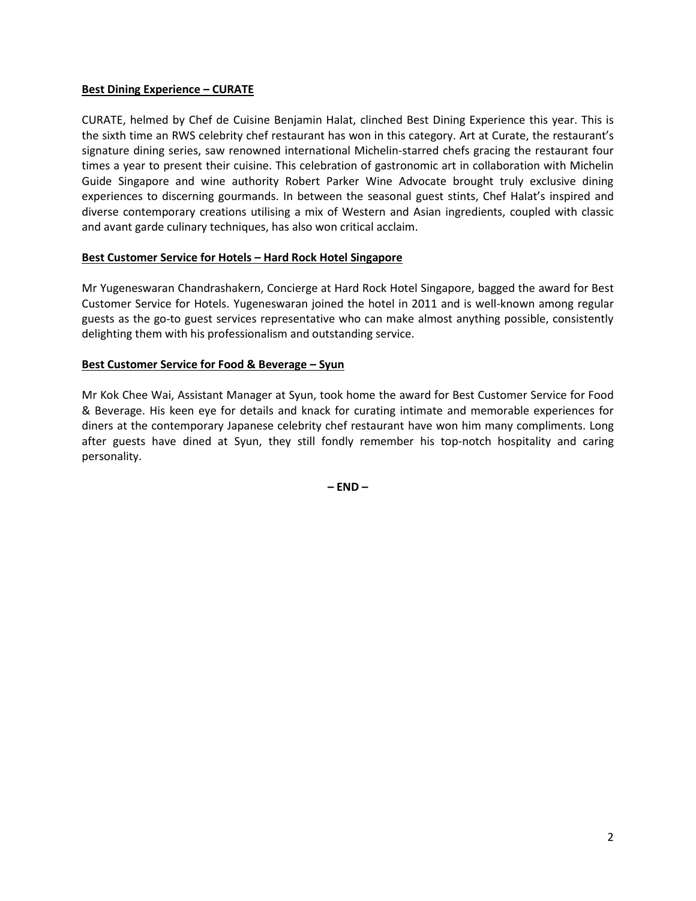**Best Dining Experience – CURATE**

CURATE, helmed by Chef de Cuisine Benjamin Halat, clinched Best Dining Experience this year. This is the sixth time an RWS celebrity chef restaurant has won in this category. Art at Curate, the restaurant's signature dining series, saw renowned international Michelin-starred chefs gracing the restaurant four times a year to present their cuisine. This celebration of gastronomic art in collaboration with Michelin Guide Singapore and wine authority Robert Parker Wine Advocate brought truly exclusive dining experiences to discerning gourmands. In between the seasonal guest stints, Chef Halat's inspired and diverse contemporary creations utilising a mix of Western and Asian ingredients, coupled with classic and avant garde culinary techniques, has also won critical acclaim.

**Best Customer Service for Hotels – Hard Rock Hotel Singapore**

Mr Yugeneswaran Chandrashakern, Concierge at Hard Rock Hotel Singapore, bagged the award for Best Customer Service for Hotels. Yugeneswaran joined the hotel in 2011 and is well-known among regular guests as the go-to guest services representative who can make almost anything possible, consistently delighting them with his professionalism and outstanding service.

**Best Customer Service for Food & Beverage – Syun**

Mr Kok Chee Wai, Assistant Manager at Syun, took home the award for Best Customer Service for Food & Beverage. His keen eye for details and knack for curating intimate and memorable experiences for diners at the contemporary Japanese celebrity chef restaurant have won him many compliments. Long after guests have dined at Syun, they still fondly remember his top-notch hospitality and caring personality.

**– END –**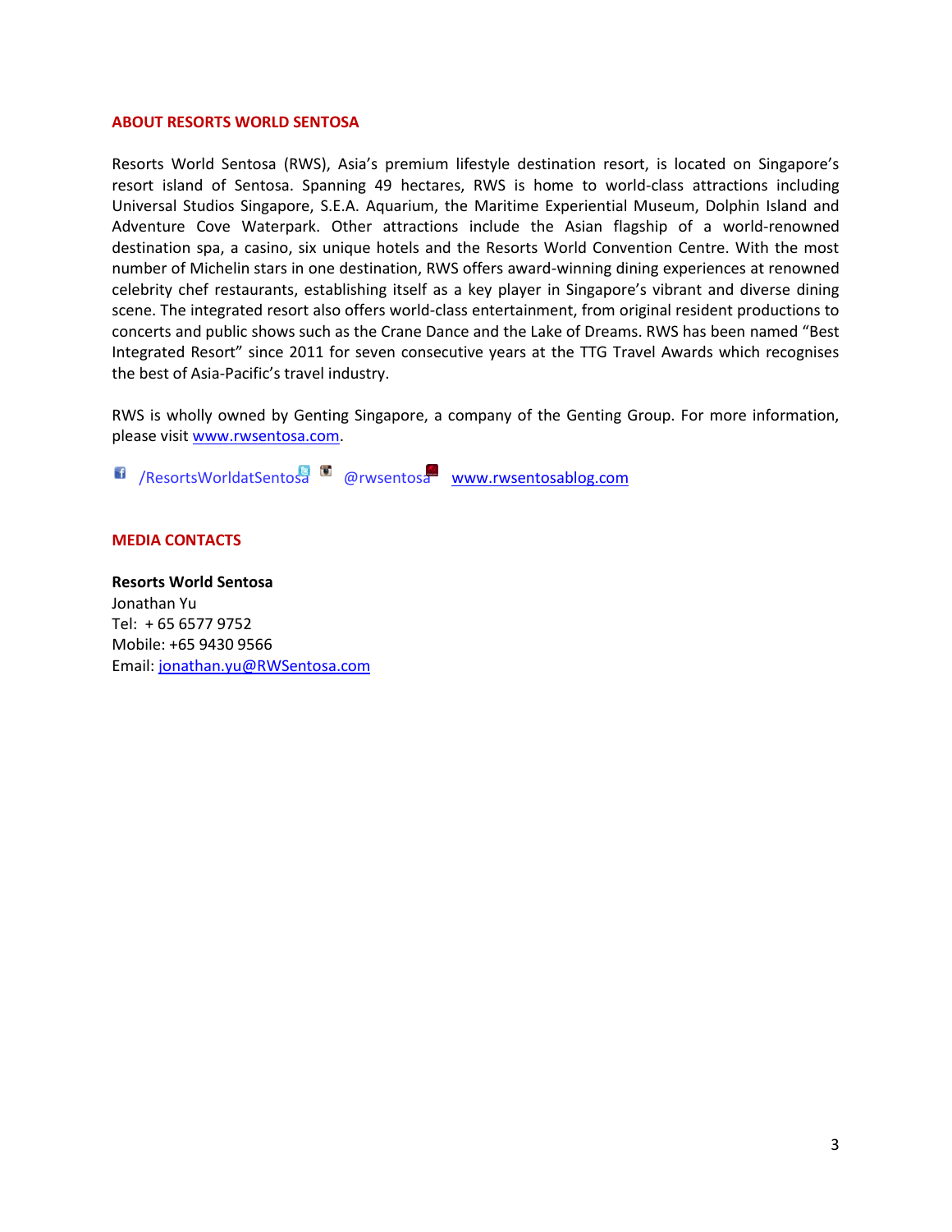## ABOUT RESORTS WORLD SENTOSA

Resorts World Sentosa (RWS), Asia's premium lifestyle destination resort, is located on Singapore's resort island of Sentosa. Spanning 49 hectares, RWS is home to world-class attractions including Universal Studios Singapore, S.E.A. Aquarium, the Maritime Experiential Museum, Dolphin Island and Adventure Cove Waterpark. Other attractions include the Asian flagship of a world-renowned destination spa, a casino, six unique hotels and the Resorts World Convention Centre. With the most number of Michelin stars in one destination, RWS offers award-winning dining experiences at renowned celebrity chef restaurants, establishing itself as a key player in Singapore's vibrant and diverse dining scene. The integrated resort also offers world-class entertainment, from original resident productions to concerts and public shows such as the Crane Dance and the Lake of Dreams. RWS has been named "Best Integrated Resort" since 2011 for seven consecutive years at the TTG Travel Awards which recognises the best of Asia-Pacific's travel industry.

RWS is wholly owned by Genting Singapore, a company of the Genting Group. For more information, please visit www.rwsentosa.com.

/ResortsWorldatSentosa @rwsentosa www.rwsentosablog.com

## MEDIA CONTACTS

**Resorts World Sentosa**
Jonathan Yu
Tel: + 65 6577 9752
Mobile: +65 9430 9566
Email: jonathan.yu@RWSentosa.com